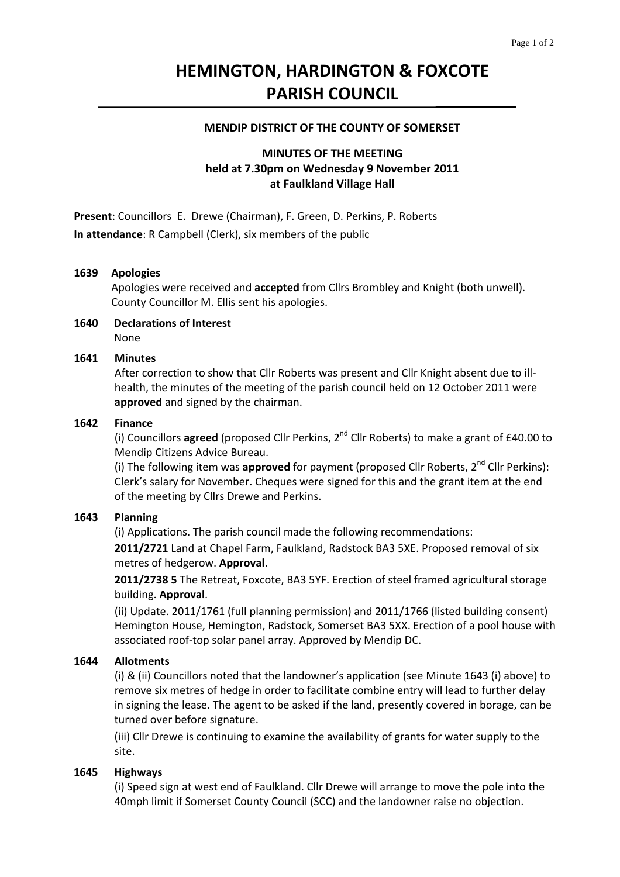# HEMINGTON, HARDINGTON & FOXCOTE PARISH COUNCIL

**MENDIP DISTRICT OF THE COUNTY OF SOMERSET**

**MINUTES OF THE MEETING**
**held at 7.30pm on Wednesday 9 November 2011**
**at Faulkland Village Hall**

**Present**: Councillors E. Drewe (Chairman), F. Green, D. Perkins, P. Roberts

**In attendance**: R Campbell (Clerk), six members of the public

**1639 Apologies**

Apologies were received and **accepted** from Cllrs Brombley and Knight (both unwell). County Councillor M. Ellis sent his apologies.

**1640 Declarations of Interest**

None

**1641 Minutes**

After correction to show that Cllr Roberts was present and Cllr Knight absent due to ill-health, the minutes of the meeting of the parish council held on 12 October 2011 were **approved** and signed by the chairman.

**1642 Finance**

(i) Councillors **agreed** (proposed Cllr Perkins, 2nd Cllr Roberts) to make a grant of £40.00 to Mendip Citizens Advice Bureau.

(i) The following item was **approved** for payment (proposed Cllr Roberts, 2nd Cllr Perkins): Clerk's salary for November. Cheques were signed for this and the grant item at the end of the meeting by Cllrs Drewe and Perkins.

**1643 Planning**

(i) Applications. The parish council made the following recommendations:

**2011/2721** Land at Chapel Farm, Faulkland, Radstock BA3 5XE. Proposed removal of six metres of hedgerow. **Approval**.

**2011/2738 5** The Retreat, Foxcote, BA3 5YF. Erection of steel framed agricultural storage building. **Approval**.

(ii) Update. 2011/1761 (full planning permission) and 2011/1766 (listed building consent) Hemington House, Hemington, Radstock, Somerset BA3 5XX. Erection of a pool house with associated roof-top solar panel array. Approved by Mendip DC.

**1644 Allotments**

(i) & (ii) Councillors noted that the landowner's application (see Minute 1643 (i) above) to remove six metres of hedge in order to facilitate combine entry will lead to further delay in signing the lease. The agent to be asked if the land, presently covered in borage, can be turned over before signature.

(iii) Cllr Drewe is continuing to examine the availability of grants for water supply to the site.

**1645 Highways**

(i) Speed sign at west end of Faulkland. Cllr Drewe will arrange to move the pole into the 40mph limit if Somerset County Council (SCC) and the landowner raise no objection.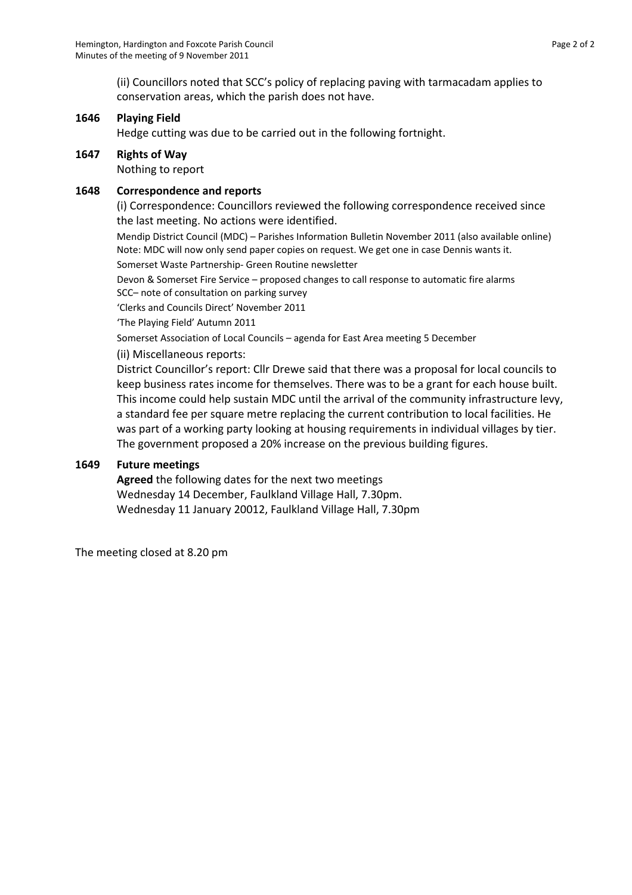(ii) Councillors noted that SCC's policy of replacing paving with tarmacadam applies to conservation areas, which the parish does not have.

**1646 Playing Field**

Hedge cutting was due to be carried out in the following fortnight.

**1647 Rights of Way**

Nothing to report

**1648 Correspondence and reports**

(i) Correspondence: Councillors reviewed the following correspondence received since the last meeting. No actions were identified.

Mendip District Council (MDC) – Parishes Information Bulletin November 2011 (also available online)
Note: MDC will now only send paper copies on request. We get one in case Dennis wants it.

Somerset Waste Partnership- Green Routine newsletter

Devon & Somerset Fire Service – proposed changes to call response to automatic fire alarms

SCC– note of consultation on parking survey

'Clerks and Councils Direct' November 2011

'The Playing Field' Autumn 2011

Somerset Association of Local Councils – agenda for East Area meeting 5 December

(ii) Miscellaneous reports:

District Councillor's report: Cllr Drewe said that there was a proposal for local councils to keep business rates income for themselves. There was to be a grant for each house built. This income could help sustain MDC until the arrival of the community infrastructure levy, a standard fee per square metre replacing the current contribution to local facilities. He was part of a working party looking at housing requirements in individual villages by tier. The government proposed a 20% increase on the previous building figures.

**1649 Future meetings**

**Agreed** the following dates for the next two meetings
Wednesday 14 December, Faulkland Village Hall, 7.30pm.
Wednesday 11 January 20012, Faulkland Village Hall, 7.30pm

The meeting closed at 8.20 pm